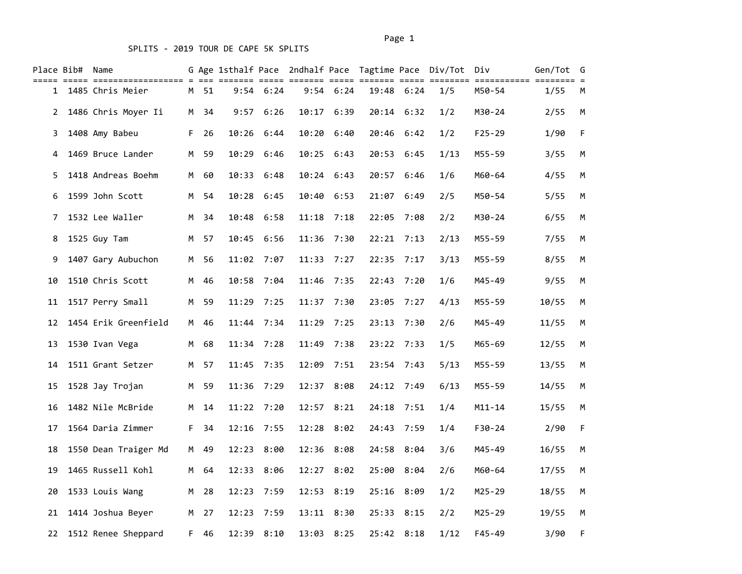SPLITS - 2019 TOUR DE CAPE 5K SPLITS

| Place | Bib# | Name | G | Age | 1sthalf | Pace | 2ndhalf | Pace | Tagtime | Pace | Div/Tot | Div | Gen/Tot | G |
|---|---|---|---|---|---|---|---|---|---|---|---|---|---|---|
| 1 | 1485 | Chris Meier | M | 51 | 9:54 | 6:24 | 9:54 | 6:24 | 19:48 | 6:24 | 1/5 | M50-54 | 1/55 | M |
| 2 | 1486 | Chris Moyer Ii | M | 34 | 9:57 | 6:26 | 10:17 | 6:39 | 20:14 | 6:32 | 1/2 | M30-24 | 2/55 | M |
| 3 | 1408 | Amy Babeu | F | 26 | 10:26 | 6:44 | 10:20 | 6:40 | 20:46 | 6:42 | 1/2 | F25-29 | 1/90 | F |
| 4 | 1469 | Bruce Lander | M | 59 | 10:29 | 6:46 | 10:25 | 6:43 | 20:53 | 6:45 | 1/13 | M55-59 | 3/55 | M |
| 5 | 1418 | Andreas Boehm | M | 60 | 10:33 | 6:48 | 10:24 | 6:43 | 20:57 | 6:46 | 1/6 | M60-64 | 4/55 | M |
| 6 | 1599 | John Scott | M | 54 | 10:28 | 6:45 | 10:40 | 6:53 | 21:07 | 6:49 | 2/5 | M50-54 | 5/55 | M |
| 7 | 1532 | Lee Waller | M | 34 | 10:48 | 6:58 | 11:18 | 7:18 | 22:05 | 7:08 | 2/2 | M30-24 | 6/55 | M |
| 8 | 1525 | Guy Tam | M | 57 | 10:45 | 6:56 | 11:36 | 7:30 | 22:21 | 7:13 | 2/13 | M55-59 | 7/55 | M |
| 9 | 1407 | Gary Aubuchon | M | 56 | 11:02 | 7:07 | 11:33 | 7:27 | 22:35 | 7:17 | 3/13 | M55-59 | 8/55 | M |
| 10 | 1510 | Chris Scott | M | 46 | 10:58 | 7:04 | 11:46 | 7:35 | 22:43 | 7:20 | 1/6 | M45-49 | 9/55 | M |
| 11 | 1517 | Perry Small | M | 59 | 11:29 | 7:25 | 11:37 | 7:30 | 23:05 | 7:27 | 4/13 | M55-59 | 10/55 | M |
| 12 | 1454 | Erik Greenfield | M | 46 | 11:44 | 7:34 | 11:29 | 7:25 | 23:13 | 7:30 | 2/6 | M45-49 | 11/55 | M |
| 13 | 1530 | Ivan Vega | M | 68 | 11:34 | 7:28 | 11:49 | 7:38 | 23:22 | 7:33 | 1/5 | M65-69 | 12/55 | M |
| 14 | 1511 | Grant Setzer | M | 57 | 11:45 | 7:35 | 12:09 | 7:51 | 23:54 | 7:43 | 5/13 | M55-59 | 13/55 | M |
| 15 | 1528 | Jay Trojan | M | 59 | 11:36 | 7:29 | 12:37 | 8:08 | 24:12 | 7:49 | 6/13 | M55-59 | 14/55 | M |
| 16 | 1482 | Nile McBride | M | 14 | 11:22 | 7:20 | 12:57 | 8:21 | 24:18 | 7:51 | 1/4 | M11-14 | 15/55 | M |
| 17 | 1564 | Daria Zimmer | F | 34 | 12:16 | 7:55 | 12:28 | 8:02 | 24:43 | 7:59 | 1/4 | F30-24 | 2/90 | F |
| 18 | 1550 | Dean Traiger Md | M | 49 | 12:23 | 8:00 | 12:36 | 8:08 | 24:58 | 8:04 | 3/6 | M45-49 | 16/55 | M |
| 19 | 1465 | Russell Kohl | M | 64 | 12:33 | 8:06 | 12:27 | 8:02 | 25:00 | 8:04 | 2/6 | M60-64 | 17/55 | M |
| 20 | 1533 | Louis Wang | M | 28 | 12:23 | 7:59 | 12:53 | 8:19 | 25:16 | 8:09 | 1/2 | M25-29 | 18/55 | M |
| 21 | 1414 | Joshua Beyer | M | 27 | 12:23 | 7:59 | 13:11 | 8:30 | 25:33 | 8:15 | 2/2 | M25-29 | 19/55 | M |
| 22 | 1512 | Renee Sheppard | F | 46 | 12:39 | 8:10 | 13:03 | 8:25 | 25:42 | 8:18 | 1/12 | F45-49 | 3/90 | F |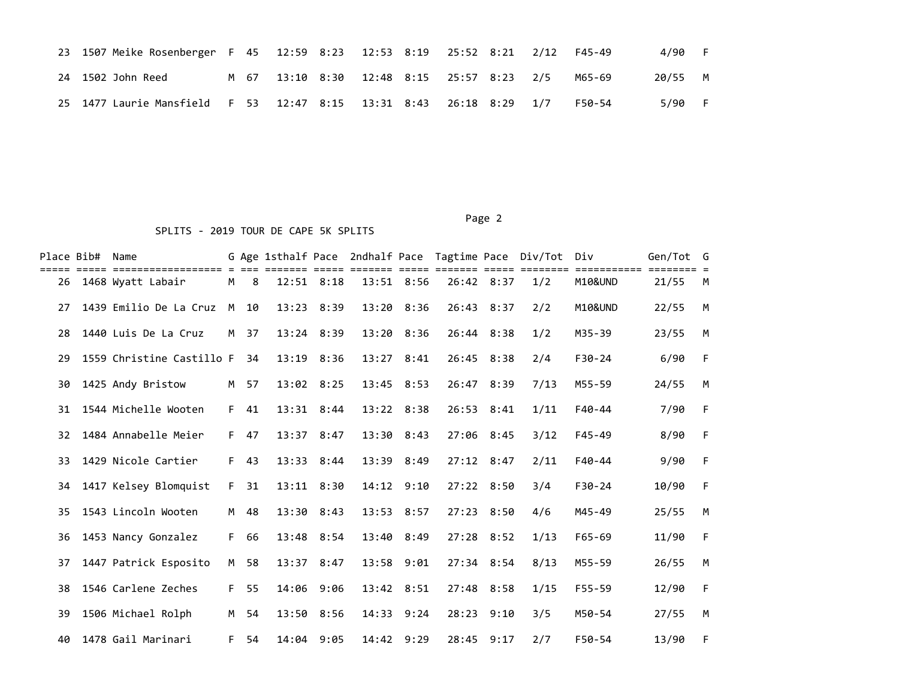| Place | Bib# | Name | G | Age | 1sthalf | Pace | 2ndhalf | Pace | Tagtime | Pace | Div/Tot | Div | Gen/Tot | G |
|---|---|---|---|---|---|---|---|---|---|---|---|---|---|---|
| 23 | 1507 | Meike Rosenberger | F | 45 | 12:59 | 8:23 | 12:53 | 8:19 | 25:52 | 8:21 | 2/12 | F45-49 | 4/90 | F |
| 24 | 1502 | John Reed | M | 67 | 13:10 | 8:30 | 12:48 | 8:15 | 25:57 | 8:23 | 2/5 | M65-69 | 20/55 | M |
| 25 | 1477 | Laurie Mansfield | F | 53 | 12:47 | 8:15 | 13:31 | 8:43 | 26:18 | 8:29 | 1/7 | F50-54 | 5/90 | F |

SPLITS - 2019 TOUR DE CAPE 5K SPLITS

| Place | Bib# | Name | G | Age | 1sthalf | Pace | 2ndhalf | Pace | Tagtime | Pace | Div/Tot | Div | Gen/Tot | G |
|---|---|---|---|---|---|---|---|---|---|---|---|---|---|---|
| 26 | 1468 | Wyatt Labair | M | 8 | 12:51 | 8:18 | 13:51 | 8:56 | 26:42 | 8:37 | 1/2 | M10&UND | 21/55 | M |
| 27 | 1439 | Emilio De La Cruz | M | 10 | 13:23 | 8:39 | 13:20 | 8:36 | 26:43 | 8:37 | 2/2 | M10&UND | 22/55 | M |
| 28 | 1440 | Luis De La Cruz | M | 37 | 13:24 | 8:39 | 13:20 | 8:36 | 26:44 | 8:38 | 1/2 | M35-39 | 23/55 | M |
| 29 | 1559 | Christine Castillo | F | 34 | 13:19 | 8:36 | 13:27 | 8:41 | 26:45 | 8:38 | 2/4 | F30-24 | 6/90 | F |
| 30 | 1425 | Andy Bristow | M | 57 | 13:02 | 8:25 | 13:45 | 8:53 | 26:47 | 8:39 | 7/13 | M55-59 | 24/55 | M |
| 31 | 1544 | Michelle Wooten | F | 41 | 13:31 | 8:44 | 13:22 | 8:38 | 26:53 | 8:41 | 1/11 | F40-44 | 7/90 | F |
| 32 | 1484 | Annabelle Meier | F | 47 | 13:37 | 8:47 | 13:30 | 8:43 | 27:06 | 8:45 | 3/12 | F45-49 | 8/90 | F |
| 33 | 1429 | Nicole Cartier | F | 43 | 13:33 | 8:44 | 13:39 | 8:49 | 27:12 | 8:47 | 2/11 | F40-44 | 9/90 | F |
| 34 | 1417 | Kelsey Blomquist | F | 31 | 13:11 | 8:30 | 14:12 | 9:10 | 27:22 | 8:50 | 3/4 | F30-24 | 10/90 | F |
| 35 | 1543 | Lincoln Wooten | M | 48 | 13:30 | 8:43 | 13:53 | 8:57 | 27:23 | 8:50 | 4/6 | M45-49 | 25/55 | M |
| 36 | 1453 | Nancy Gonzalez | F | 66 | 13:48 | 8:54 | 13:40 | 8:49 | 27:28 | 8:52 | 1/13 | F65-69 | 11/90 | F |
| 37 | 1447 | Patrick Esposito | M | 58 | 13:37 | 8:47 | 13:58 | 9:01 | 27:34 | 8:54 | 8/13 | M55-59 | 26/55 | M |
| 38 | 1546 | Carlene Zeches | F | 55 | 14:06 | 9:06 | 13:42 | 8:51 | 27:48 | 8:58 | 1/15 | F55-59 | 12/90 | F |
| 39 | 1506 | Michael Rolph | M | 54 | 13:50 | 8:56 | 14:33 | 9:24 | 28:23 | 9:10 | 3/5 | M50-54 | 27/55 | M |
| 40 | 1478 | Gail Marinari | F | 54 | 14:04 | 9:05 | 14:42 | 9:29 | 28:45 | 9:17 | 2/7 | F50-54 | 13/90 | F |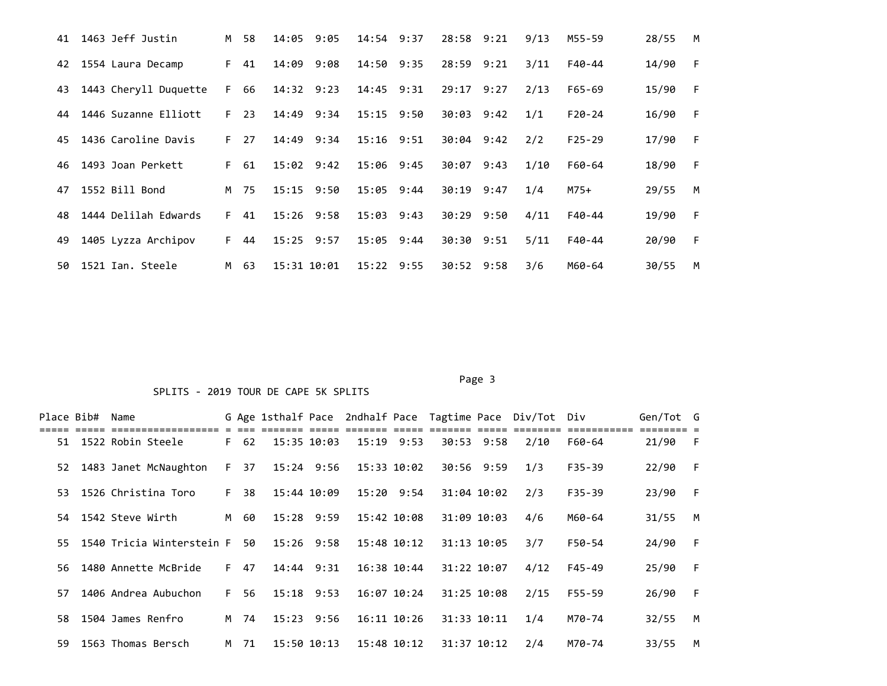| Place | Bib# | Name | G | Age | 1sthalf | Pace | 2ndhalf | Pace | Tagtime | Pace | Div/Tot | Div | Gen/Tot | G |
|---|---|---|---|---|---|---|---|---|---|---|---|---|---|---|
| 41 | 1463 | Jeff Justin | M | 58 | 14:05 | 9:05 | 14:54 | 9:37 | 28:58 | 9:21 | 9/13 | M55-59 | 28/55 | M |
| 42 | 1554 | Laura Decamp | F | 41 | 14:09 | 9:08 | 14:50 | 9:35 | 28:59 | 9:21 | 3/11 | F40-44 | 14/90 | F |
| 43 | 1443 | Cheryll Duquette | F | 66 | 14:32 | 9:23 | 14:45 | 9:31 | 29:17 | 9:27 | 2/13 | F65-69 | 15/90 | F |
| 44 | 1446 | Suzanne Elliott | F | 23 | 14:49 | 9:34 | 15:15 | 9:50 | 30:03 | 9:42 | 1/1 | F20-24 | 16/90 | F |
| 45 | 1436 | Caroline Davis | F | 27 | 14:49 | 9:34 | 15:16 | 9:51 | 30:04 | 9:42 | 2/2 | F25-29 | 17/90 | F |
| 46 | 1493 | Joan Perkett | F | 61 | 15:02 | 9:42 | 15:06 | 9:45 | 30:07 | 9:43 | 1/10 | F60-64 | 18/90 | F |
| 47 | 1552 | Bill Bond | M | 75 | 15:15 | 9:50 | 15:05 | 9:44 | 30:19 | 9:47 | 1/4 | M75+ | 29/55 | M |
| 48 | 1444 | Delilah Edwards | F | 41 | 15:26 | 9:58 | 15:03 | 9:43 | 30:29 | 9:50 | 4/11 | F40-44 | 19/90 | F |
| 49 | 1405 | Lyzza Archipov | F | 44 | 15:25 | 9:57 | 15:05 | 9:44 | 30:30 | 9:51 | 5/11 | F40-44 | 20/90 | F |
| 50 | 1521 | Ian. Steele | M | 63 | 15:31 | 10:01 | 15:22 | 9:55 | 30:52 | 9:58 | 3/6 | M60-64 | 30/55 | M |

SPLITS - 2019 TOUR DE CAPE 5K SPLITS

| Place | Bib# | Name | G | Age | 1sthalf | Pace | 2ndhalf | Pace | Tagtime | Pace | Div/Tot | Div | Gen/Tot | G |
|---|---|---|---|---|---|---|---|---|---|---|---|---|---|---|
| 51 | 1522 | Robin Steele | F | 62 | 15:35 | 10:03 | 15:19 | 9:53 | 30:53 | 9:58 | 2/10 | F60-64 | 21/90 | F |
| 52 | 1483 | Janet McNaughton | F | 37 | 15:24 | 9:56 | 15:33 | 10:02 | 30:56 | 9:59 | 1/3 | F35-39 | 22/90 | F |
| 53 | 1526 | Christina Toro | F | 38 | 15:44 | 10:09 | 15:20 | 9:54 | 31:04 | 10:02 | 2/3 | F35-39 | 23/90 | F |
| 54 | 1542 | Steve Wirth | M | 60 | 15:28 | 9:59 | 15:42 | 10:08 | 31:09 | 10:03 | 4/6 | M60-64 | 31/55 | M |
| 55 | 1540 | Tricia Winterstein | F | 50 | 15:26 | 9:58 | 15:48 | 10:12 | 31:13 | 10:05 | 3/7 | F50-54 | 24/90 | F |
| 56 | 1480 | Annette McBride | F | 47 | 14:44 | 9:31 | 16:38 | 10:44 | 31:22 | 10:07 | 4/12 | F45-49 | 25/90 | F |
| 57 | 1406 | Andrea Aubuchon | F | 56 | 15:18 | 9:53 | 16:07 | 10:24 | 31:25 | 10:08 | 2/15 | F55-59 | 26/90 | F |
| 58 | 1504 | James Renfro | M | 74 | 15:23 | 9:56 | 16:11 | 10:26 | 31:33 | 10:11 | 1/4 | M70-74 | 32/55 | M |
| 59 | 1563 | Thomas Bersch | M | 71 | 15:50 | 10:13 | 15:48 | 10:12 | 31:37 | 10:12 | 2/4 | M70-74 | 33/55 | M |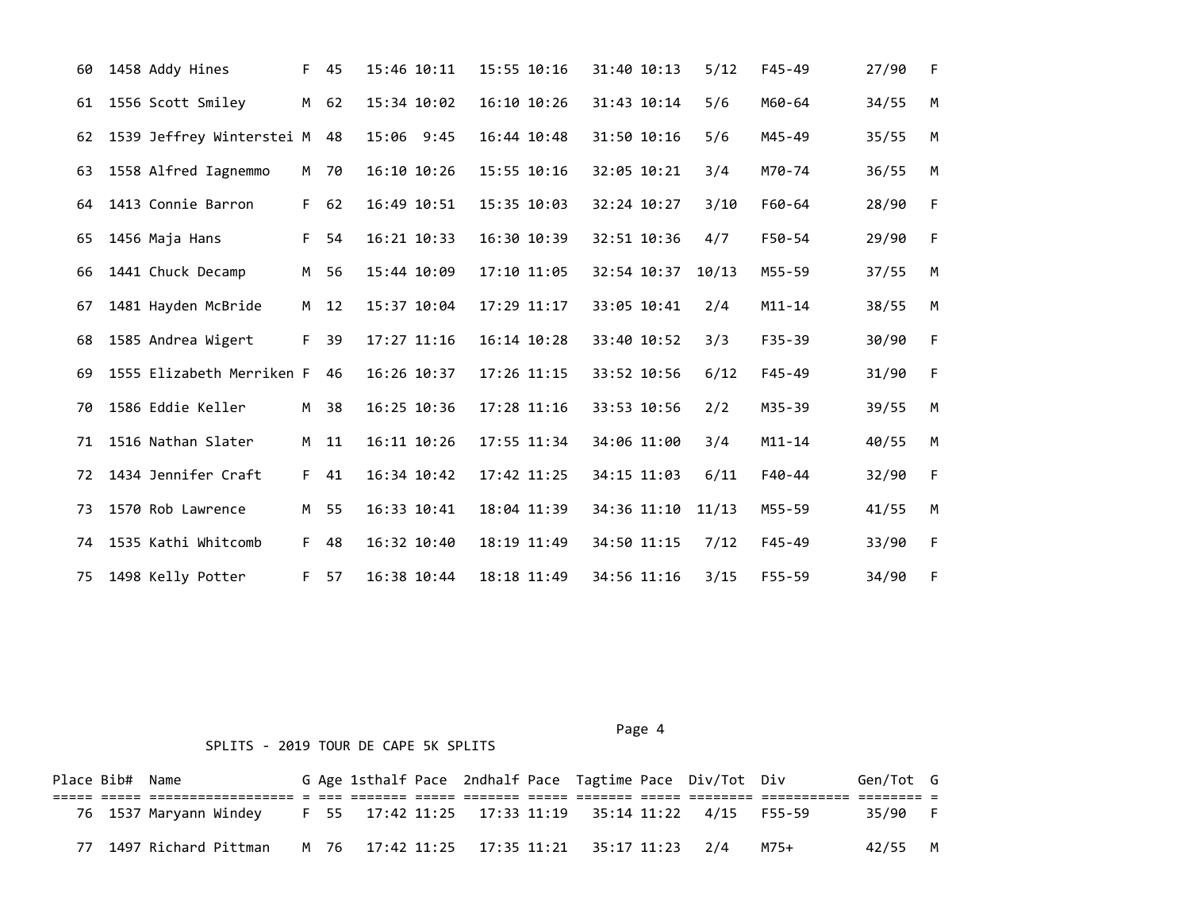| Place | Bib# | Name | G | Age | 1sthalf | Pace | 2ndhalf | Pace | Tagtime | Pace | Div/Tot | Div | Gen/Tot | G |
|---|---|---|---|---|---|---|---|---|---|---|---|---|---|---|
| 60 | 1458 | Addy Hines | F | 45 | 15:46 | 10:11 | 15:55 | 10:16 | 31:40 | 10:13 | 5/12 | F45-49 | 27/90 | F |
| 61 | 1556 | Scott Smiley | M | 62 | 15:34 | 10:02 | 16:10 | 10:26 | 31:43 | 10:14 | 5/6 | M60-64 | 34/55 | M |
| 62 | 1539 | Jeffrey Winterstei | M | 48 | 15:06 | 9:45 | 16:44 | 10:48 | 31:50 | 10:16 | 5/6 | M45-49 | 35/55 | M |
| 63 | 1558 | Alfred Iagnemmo | M | 70 | 16:10 | 10:26 | 15:55 | 10:16 | 32:05 | 10:21 | 3/4 | M70-74 | 36/55 | M |
| 64 | 1413 | Connie Barron | F | 62 | 16:49 | 10:51 | 15:35 | 10:03 | 32:24 | 10:27 | 3/10 | F60-64 | 28/90 | F |
| 65 | 1456 | Maja Hans | F | 54 | 16:21 | 10:33 | 16:30 | 10:39 | 32:51 | 10:36 | 4/7 | F50-54 | 29/90 | F |
| 66 | 1441 | Chuck Decamp | M | 56 | 15:44 | 10:09 | 17:10 | 11:05 | 32:54 | 10:37 | 10/13 | M55-59 | 37/55 | M |
| 67 | 1481 | Hayden McBride | M | 12 | 15:37 | 10:04 | 17:29 | 11:17 | 33:05 | 10:41 | 2/4 | M11-14 | 38/55 | M |
| 68 | 1585 | Andrea Wigert | F | 39 | 17:27 | 11:16 | 16:14 | 10:28 | 33:40 | 10:52 | 3/3 | F35-39 | 30/90 | F |
| 69 | 1555 | Elizabeth Merriken | F | 46 | 16:26 | 10:37 | 17:26 | 11:15 | 33:52 | 10:56 | 6/12 | F45-49 | 31/90 | F |
| 70 | 1586 | Eddie Keller | M | 38 | 16:25 | 10:36 | 17:28 | 11:16 | 33:53 | 10:56 | 2/2 | M35-39 | 39/55 | M |
| 71 | 1516 | Nathan Slater | M | 11 | 16:11 | 10:26 | 17:55 | 11:34 | 34:06 | 11:00 | 3/4 | M11-14 | 40/55 | M |
| 72 | 1434 | Jennifer Craft | F | 41 | 16:34 | 10:42 | 17:42 | 11:25 | 34:15 | 11:03 | 6/11 | F40-44 | 32/90 | F |
| 73 | 1570 | Rob Lawrence | M | 55 | 16:33 | 10:41 | 18:04 | 11:39 | 34:36 | 11:10 | 11/13 | M55-59 | 41/55 | M |
| 74 | 1535 | Kathi Whitcomb | F | 48 | 16:32 | 10:40 | 18:19 | 11:49 | 34:50 | 11:15 | 7/12 | F45-49 | 33/90 | F |
| 75 | 1498 | Kelly Potter | F | 57 | 16:38 | 10:44 | 18:18 | 11:49 | 34:56 | 11:16 | 3/15 | F55-59 | 34/90 | F |

SPLITS - 2019 TOUR DE CAPE 5K SPLITS

| Place | Bib# | Name | G | Age | 1sthalf | Pace | 2ndhalf | Pace | Tagtime | Pace | Div/Tot | Div | Gen/Tot | G |
|---|---|---|---|---|---|---|---|---|---|---|---|---|---|---|
| 76 | 1537 | Maryann Windey | F | 55 | 17:42 | 11:25 | 17:33 | 11:19 | 35:14 | 11:22 | 4/15 | F55-59 | 35/90 | F |
| 77 | 1497 | Richard Pittman | M | 76 | 17:42 | 11:25 | 17:35 | 11:21 | 35:17 | 11:23 | 2/4 | M75+ | 42/55 | M |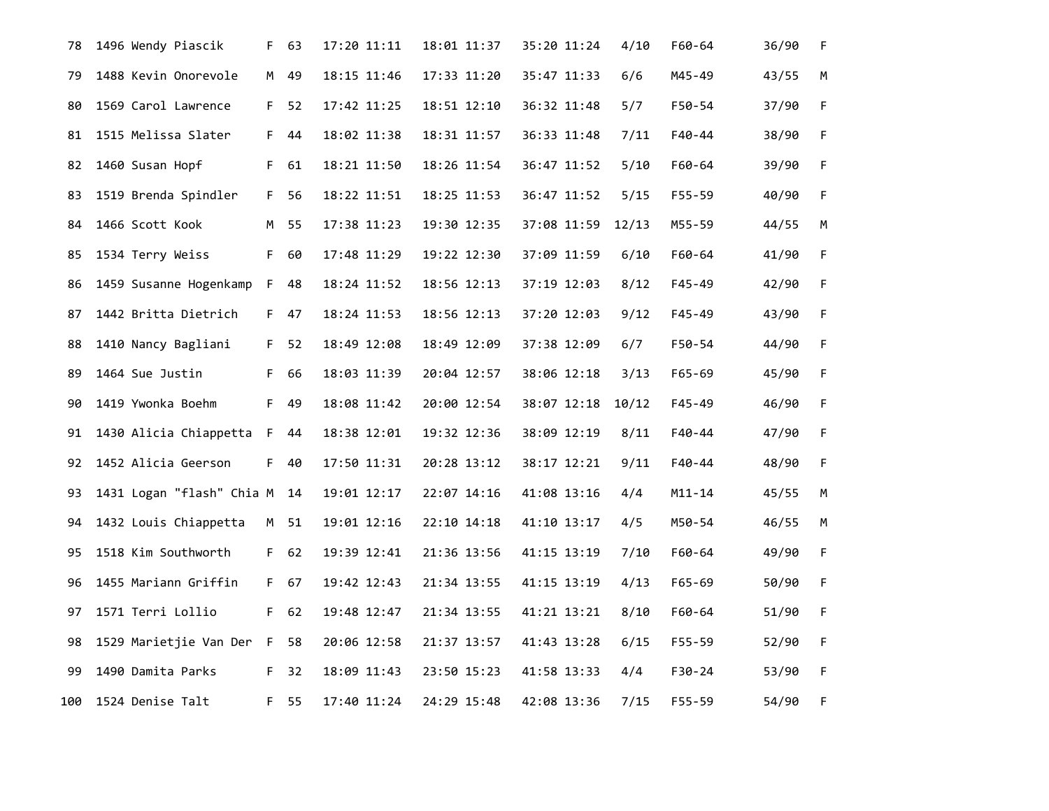| | | | | | | | | | | | | | |
|---|---|---|---|---|---|---|---|---|---|---|---|---|---|
| 78 | 1496 | Wendy Piascik | F | 63 | 17:20 | 11:11 | 18:01 | 11:37 | 35:20 | 11:24 | 4/10 | F60-64 | 36/90 | F |
| 79 | 1488 | Kevin Onorevole | M | 49 | 18:15 | 11:46 | 17:33 | 11:20 | 35:47 | 11:33 | 6/6 | M45-49 | 43/55 | M |
| 80 | 1569 | Carol Lawrence | F | 52 | 17:42 | 11:25 | 18:51 | 12:10 | 36:32 | 11:48 | 5/7 | F50-54 | 37/90 | F |
| 81 | 1515 | Melissa Slater | F | 44 | 18:02 | 11:38 | 18:31 | 11:57 | 36:33 | 11:48 | 7/11 | F40-44 | 38/90 | F |
| 82 | 1460 | Susan Hopf | F | 61 | 18:21 | 11:50 | 18:26 | 11:54 | 36:47 | 11:52 | 5/10 | F60-64 | 39/90 | F |
| 83 | 1519 | Brenda Spindler | F | 56 | 18:22 | 11:51 | 18:25 | 11:53 | 36:47 | 11:52 | 5/15 | F55-59 | 40/90 | F |
| 84 | 1466 | Scott Kook | M | 55 | 17:38 | 11:23 | 19:30 | 12:35 | 37:08 | 11:59 | 12/13 | M55-59 | 44/55 | M |
| 85 | 1534 | Terry Weiss | F | 60 | 17:48 | 11:29 | 19:22 | 12:30 | 37:09 | 11:59 | 6/10 | F60-64 | 41/90 | F |
| 86 | 1459 | Susanne Hogenkamp | F | 48 | 18:24 | 11:52 | 18:56 | 12:13 | 37:19 | 12:03 | 8/12 | F45-49 | 42/90 | F |
| 87 | 1442 | Britta Dietrich | F | 47 | 18:24 | 11:53 | 18:56 | 12:13 | 37:20 | 12:03 | 9/12 | F45-49 | 43/90 | F |
| 88 | 1410 | Nancy Bagliani | F | 52 | 18:49 | 12:08 | 18:49 | 12:09 | 37:38 | 12:09 | 6/7 | F50-54 | 44/90 | F |
| 89 | 1464 | Sue Justin | F | 66 | 18:03 | 11:39 | 20:04 | 12:57 | 38:06 | 12:18 | 3/13 | F65-69 | 45/90 | F |
| 90 | 1419 | Ywonka Boehm | F | 49 | 18:08 | 11:42 | 20:00 | 12:54 | 38:07 | 12:18 | 10/12 | F45-49 | 46/90 | F |
| 91 | 1430 | Alicia Chiappetta | F | 44 | 18:38 | 12:01 | 19:32 | 12:36 | 38:09 | 12:19 | 8/11 | F40-44 | 47/90 | F |
| 92 | 1452 | Alicia Geerson | F | 40 | 17:50 | 11:31 | 20:28 | 13:12 | 38:17 | 12:21 | 9/11 | F40-44 | 48/90 | F |
| 93 | 1431 | Logan "flash" Chia | M | 14 | 19:01 | 12:17 | 22:07 | 14:16 | 41:08 | 13:16 | 4/4 | M11-14 | 45/55 | M |
| 94 | 1432 | Louis Chiappetta | M | 51 | 19:01 | 12:16 | 22:10 | 14:18 | 41:10 | 13:17 | 4/5 | M50-54 | 46/55 | M |
| 95 | 1518 | Kim Southworth | F | 62 | 19:39 | 12:41 | 21:36 | 13:56 | 41:15 | 13:19 | 7/10 | F60-64 | 49/90 | F |
| 96 | 1455 | Mariann Griffin | F | 67 | 19:42 | 12:43 | 21:34 | 13:55 | 41:15 | 13:19 | 4/13 | F65-69 | 50/90 | F |
| 97 | 1571 | Terri Lollio | F | 62 | 19:48 | 12:47 | 21:34 | 13:55 | 41:21 | 13:21 | 8/10 | F60-64 | 51/90 | F |
| 98 | 1529 | Marietjie Van Der | F | 58 | 20:06 | 12:58 | 21:37 | 13:57 | 41:43 | 13:28 | 6/15 | F55-59 | 52/90 | F |
| 99 | 1490 | Damita Parks | F | 32 | 18:09 | 11:43 | 23:50 | 15:23 | 41:58 | 13:33 | 4/4 | F30-24 | 53/90 | F |
| 100 | 1524 | Denise Talt | F | 55 | 17:40 | 11:24 | 24:29 | 15:48 | 42:08 | 13:36 | 7/15 | F55-59 | 54/90 | F |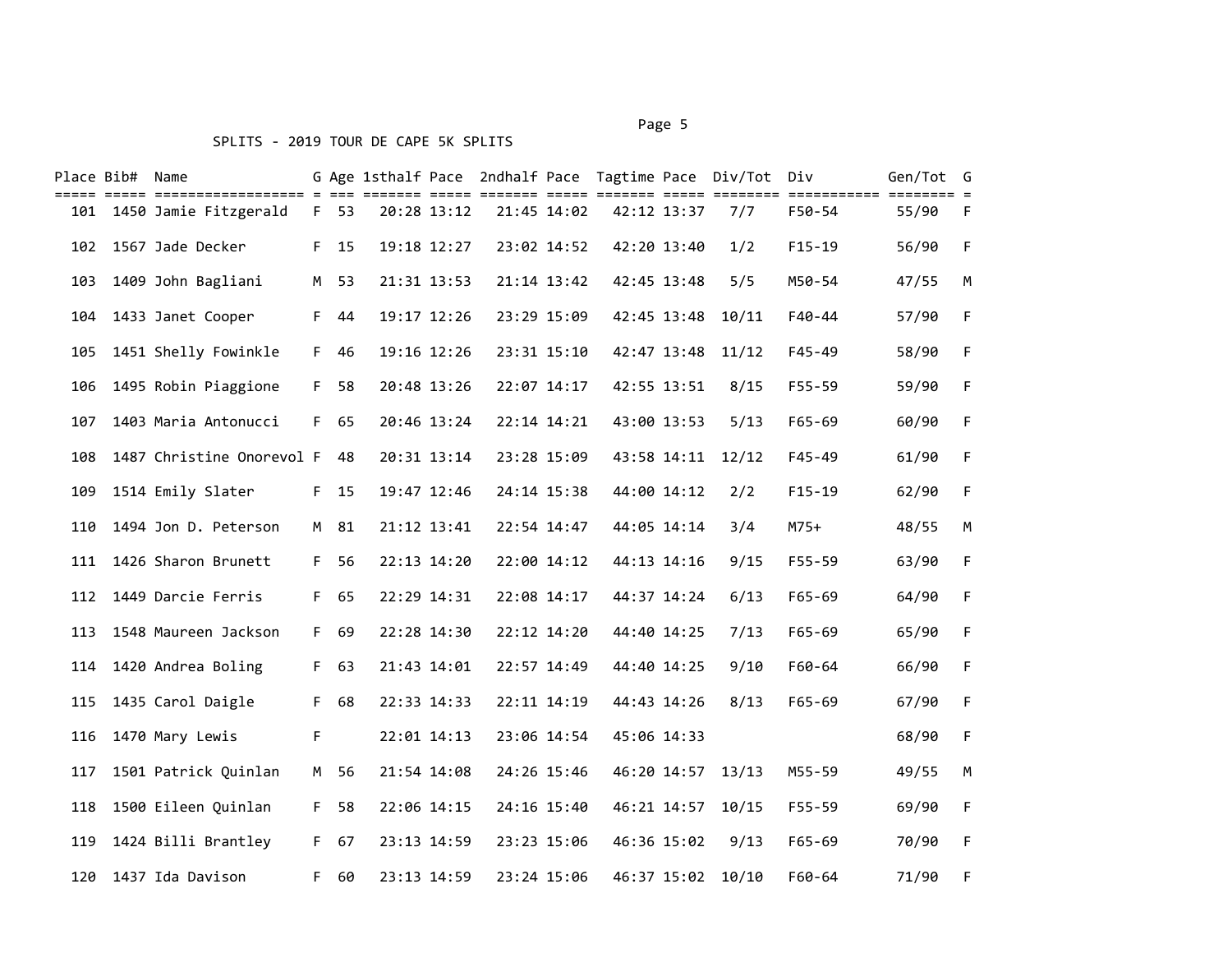SPLITS - 2019 TOUR DE CAPE 5K SPLITS

| Place | Bib# | Name | G | Age | 1sthalf | Pace | 2ndhalf | Pace | Tagtime | Pace | Div/Tot | Div | Gen/Tot | G |
|---|---|---|---|---|---|---|---|---|---|---|---|---|---|---|
| 101 | 1450 | Jamie Fitzgerald | F | 53 | 20:28 | 13:12 | 21:45 | 14:02 | 42:12 | 13:37 | 7/7 | F50-54 | 55/90 | F |
| 102 | 1567 | Jade Decker | F | 15 | 19:18 | 12:27 | 23:02 | 14:52 | 42:20 | 13:40 | 1/2 | F15-19 | 56/90 | F |
| 103 | 1409 | John Bagliani | M | 53 | 21:31 | 13:53 | 21:14 | 13:42 | 42:45 | 13:48 | 5/5 | M50-54 | 47/55 | M |
| 104 | 1433 | Janet Cooper | F | 44 | 19:17 | 12:26 | 23:29 | 15:09 | 42:45 | 13:48 | 10/11 | F40-44 | 57/90 | F |
| 105 | 1451 | Shelly Fowinkle | F | 46 | 19:16 | 12:26 | 23:31 | 15:10 | 42:47 | 13:48 | 11/12 | F45-49 | 58/90 | F |
| 106 | 1495 | Robin Piaggione | F | 58 | 20:48 | 13:26 | 22:07 | 14:17 | 42:55 | 13:51 | 8/15 | F55-59 | 59/90 | F |
| 107 | 1403 | Maria Antonucci | F | 65 | 20:46 | 13:24 | 22:14 | 14:21 | 43:00 | 13:53 | 5/13 | F65-69 | 60/90 | F |
| 108 | 1487 | Christine Onorevol | F | 48 | 20:31 | 13:14 | 23:28 | 15:09 | 43:58 | 14:11 | 12/12 | F45-49 | 61/90 | F |
| 109 | 1514 | Emily Slater | F | 15 | 19:47 | 12:46 | 24:14 | 15:38 | 44:00 | 14:12 | 2/2 | F15-19 | 62/90 | F |
| 110 | 1494 | Jon D. Peterson | M | 81 | 21:12 | 13:41 | 22:54 | 14:47 | 44:05 | 14:14 | 3/4 | M75+ | 48/55 | M |
| 111 | 1426 | Sharon Brunett | F | 56 | 22:13 | 14:20 | 22:00 | 14:12 | 44:13 | 14:16 | 9/15 | F55-59 | 63/90 | F |
| 112 | 1449 | Darcie Ferris | F | 65 | 22:29 | 14:31 | 22:08 | 14:17 | 44:37 | 14:24 | 6/13 | F65-69 | 64/90 | F |
| 113 | 1548 | Maureen Jackson | F | 69 | 22:28 | 14:30 | 22:12 | 14:20 | 44:40 | 14:25 | 7/13 | F65-69 | 65/90 | F |
| 114 | 1420 | Andrea Boling | F | 63 | 21:43 | 14:01 | 22:57 | 14:49 | 44:40 | 14:25 | 9/10 | F60-64 | 66/90 | F |
| 115 | 1435 | Carol Daigle | F | 68 | 22:33 | 14:33 | 22:11 | 14:19 | 44:43 | 14:26 | 8/13 | F65-69 | 67/90 | F |
| 116 | 1470 | Mary Lewis | F | | 22:01 | 14:13 | 23:06 | 14:54 | 45:06 | 14:33 | | | 68/90 | F |
| 117 | 1501 | Patrick Quinlan | M | 56 | 21:54 | 14:08 | 24:26 | 15:46 | 46:20 | 14:57 | 13/13 | M55-59 | 49/55 | M |
| 118 | 1500 | Eileen Quinlan | F | 58 | 22:06 | 14:15 | 24:16 | 15:40 | 46:21 | 14:57 | 10/15 | F55-59 | 69/90 | F |
| 119 | 1424 | Billi Brantley | F | 67 | 23:13 | 14:59 | 23:23 | 15:06 | 46:36 | 15:02 | 9/13 | F65-69 | 70/90 | F |
| 120 | 1437 | Ida Davison | F | 60 | 23:13 | 14:59 | 23:24 | 15:06 | 46:37 | 15:02 | 10/10 | F60-64 | 71/90 | F |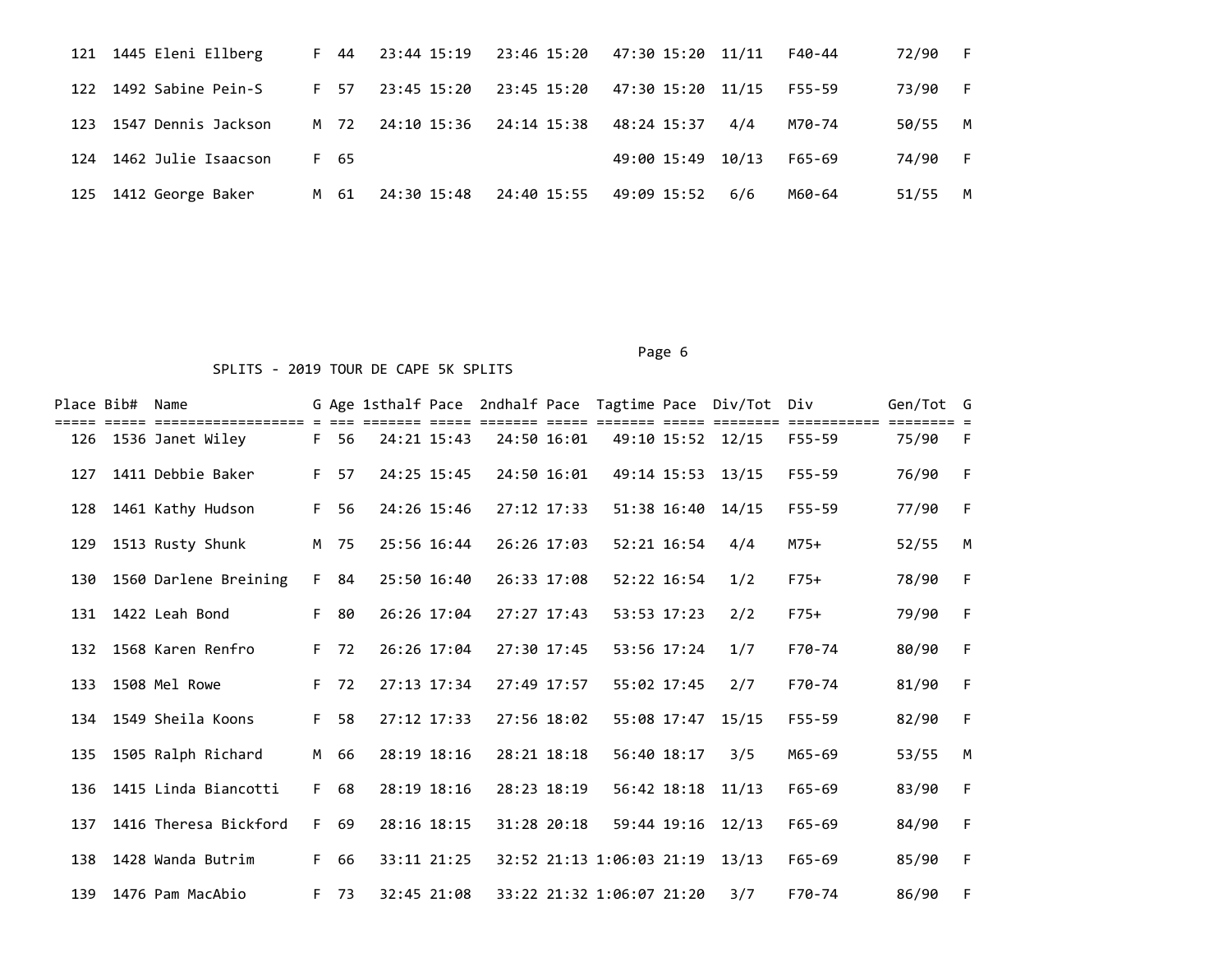| Place | Bib# | Name | G | Age | 1sthalf | Pace | 2ndhalf | Pace | Tagtime | Pace | Div/Tot | Div | Gen/Tot | G |
|---|---|---|---|---|---|---|---|---|---|---|---|---|---|---|
| 121 | 1445 | Eleni Ellberg | F | 44 | 23:44 | 15:19 | 23:46 | 15:20 | 47:30 | 15:20 | 11/11 | F40-44 | 72/90 | F |
| 122 | 1492 | Sabine Pein-S | F | 57 | 23:45 | 15:20 | 23:45 | 15:20 | 47:30 | 15:20 | 11/15 | F55-59 | 73/90 | F |
| 123 | 1547 | Dennis Jackson | M | 72 | 24:10 | 15:36 | 24:14 | 15:38 | 48:24 | 15:37 | 4/4 | M70-74 | 50/55 | M |
| 124 | 1462 | Julie Isaacson | F | 65 | | | | | 49:00 | 15:49 | 10/13 | F65-69 | 74/90 | F |
| 125 | 1412 | George Baker | M | 61 | 24:30 | 15:48 | 24:40 | 15:55 | 49:09 | 15:52 | 6/6 | M60-64 | 51/55 | M |

SPLITS - 2019 TOUR DE CAPE 5K SPLITS

| Place | Bib# | Name | G | Age | 1sthalf | Pace | 2ndhalf | Pace | Tagtime | Pace | Div/Tot | Div | Gen/Tot | G |
|---|---|---|---|---|---|---|---|---|---|---|---|---|---|---|
| 126 | 1536 | Janet Wiley | F | 56 | 24:21 | 15:43 | 24:50 | 16:01 | 49:10 | 15:52 | 12/15 | F55-59 | 75/90 | F |
| 127 | 1411 | Debbie Baker | F | 57 | 24:25 | 15:45 | 24:50 | 16:01 | 49:14 | 15:53 | 13/15 | F55-59 | 76/90 | F |
| 128 | 1461 | Kathy Hudson | F | 56 | 24:26 | 15:46 | 27:12 | 17:33 | 51:38 | 16:40 | 14/15 | F55-59 | 77/90 | F |
| 129 | 1513 | Rusty Shunk | M | 75 | 25:56 | 16:44 | 26:26 | 17:03 | 52:21 | 16:54 | 4/4 | M75+ | 52/55 | M |
| 130 | 1560 | Darlene Breining | F | 84 | 25:50 | 16:40 | 26:33 | 17:08 | 52:22 | 16:54 | 1/2 | F75+ | 78/90 | F |
| 131 | 1422 | Leah Bond | F | 80 | 26:26 | 17:04 | 27:27 | 17:43 | 53:53 | 17:23 | 2/2 | F75+ | 79/90 | F |
| 132 | 1568 | Karen Renfro | F | 72 | 26:26 | 17:04 | 27:30 | 17:45 | 53:56 | 17:24 | 1/7 | F70-74 | 80/90 | F |
| 133 | 1508 | Mel Rowe | F | 72 | 27:13 | 17:34 | 27:49 | 17:57 | 55:02 | 17:45 | 2/7 | F70-74 | 81/90 | F |
| 134 | 1549 | Sheila Koons | F | 58 | 27:12 | 17:33 | 27:56 | 18:02 | 55:08 | 17:47 | 15/15 | F55-59 | 82/90 | F |
| 135 | 1505 | Ralph Richard | M | 66 | 28:19 | 18:16 | 28:21 | 18:18 | 56:40 | 18:17 | 3/5 | M65-69 | 53/55 | M |
| 136 | 1415 | Linda Biancotti | F | 68 | 28:19 | 18:16 | 28:23 | 18:19 | 56:42 | 18:18 | 11/13 | F65-69 | 83/90 | F |
| 137 | 1416 | Theresa Bickford | F | 69 | 28:16 | 18:15 | 31:28 | 20:18 | 59:44 | 19:16 | 12/13 | F65-69 | 84/90 | F |
| 138 | 1428 | Wanda Butrim | F | 66 | 33:11 | 21:25 | 32:52 | 21:13 | 1:06:03 | 21:19 | 13/13 | F65-69 | 85/90 | F |
| 139 | 1476 | Pam MacAbio | F | 73 | 32:45 | 21:08 | 33:22 | 21:32 | 1:06:07 | 21:20 | 3/7 | F70-74 | 86/90 | F |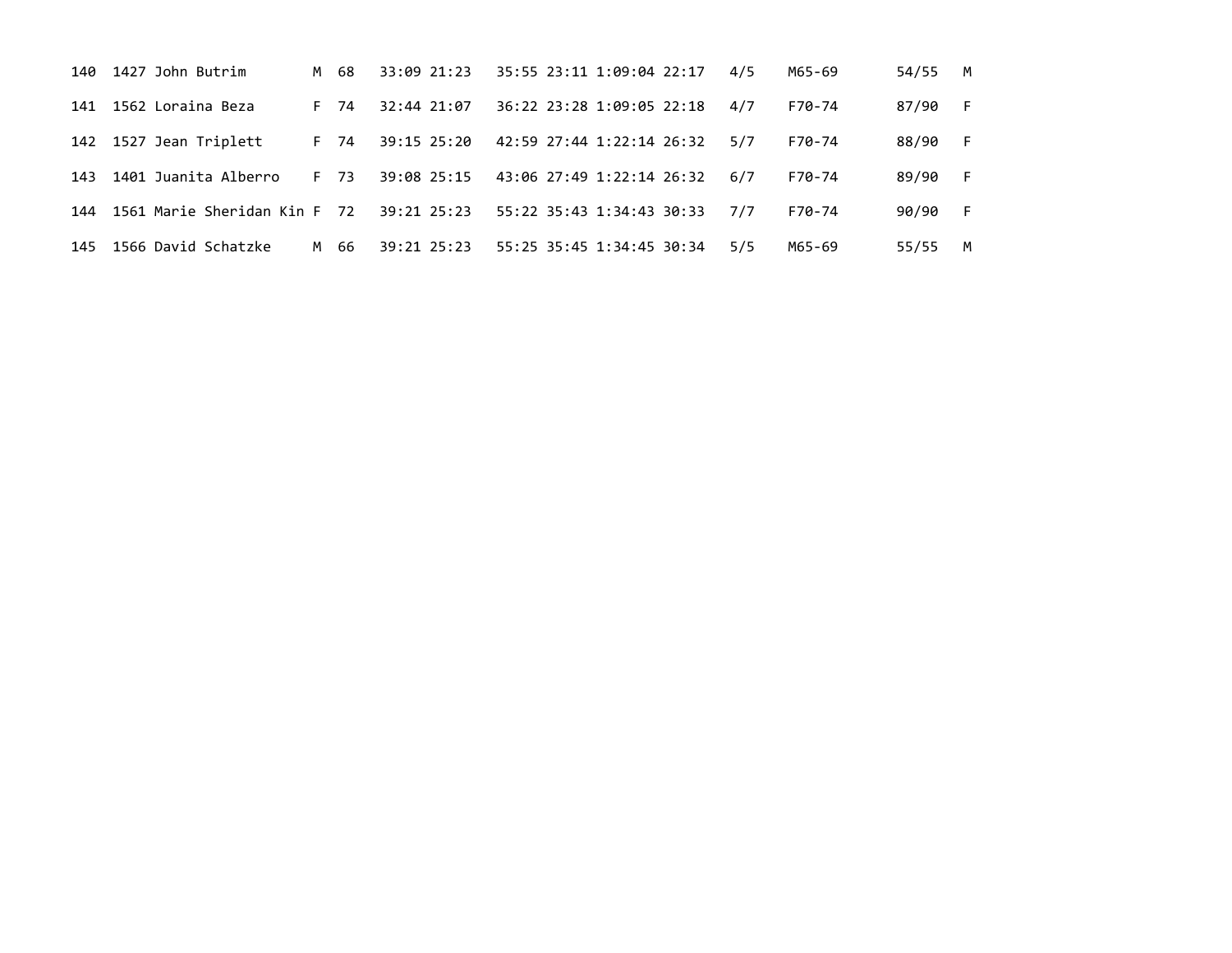| | | | | | | | | | | | | | |
|---|---|---|---|---|---|---|---|---|---|---|---|---|---|
| 140 | 1427 | John Butrim | M | 68 | 33:09 | 21:23 | 35:55 | 23:11 | 1:09:04 | 22:17 | 4/5 | M65-69 | 54/55 | M |
| 141 | 1562 | Loraina Beza | F | 74 | 32:44 | 21:07 | 36:22 | 23:28 | 1:09:05 | 22:18 | 4/7 | F70-74 | 87/90 | F |
| 142 | 1527 | Jean Triplett | F | 74 | 39:15 | 25:20 | 42:59 | 27:44 | 1:22:14 | 26:32 | 5/7 | F70-74 | 88/90 | F |
| 143 | 1401 | Juanita Alberro | F | 73 | 39:08 | 25:15 | 43:06 | 27:49 | 1:22:14 | 26:32 | 6/7 | F70-74 | 89/90 | F |
| 144 | 1561 | Marie Sheridan Kin | F | 72 | 39:21 | 25:23 | 55:22 | 35:43 | 1:34:43 | 30:33 | 7/7 | F70-74 | 90/90 | F |
| 145 | 1566 | David Schatzke | M | 66 | 39:21 | 25:23 | 55:25 | 35:45 | 1:34:45 | 30:34 | 5/5 | M65-69 | 55/55 | M |